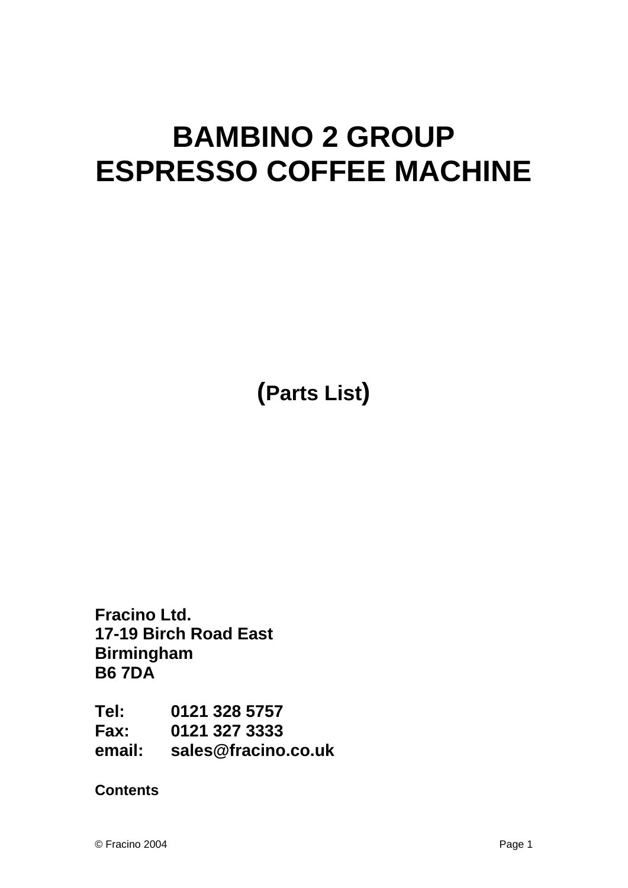# BAMBINO 2 GROUP ESPRESSO COFFEE MACHINE

**(Parts List)**

**Fracino Ltd.**
**17-19 Birch Road East**
**Birmingham**
**B6 7DA**

**Tel: 0121 328 5757**
**Fax: 0121 327 3333**
**email: sales@fracino.co.uk**

**Contents**

© Fracino 2004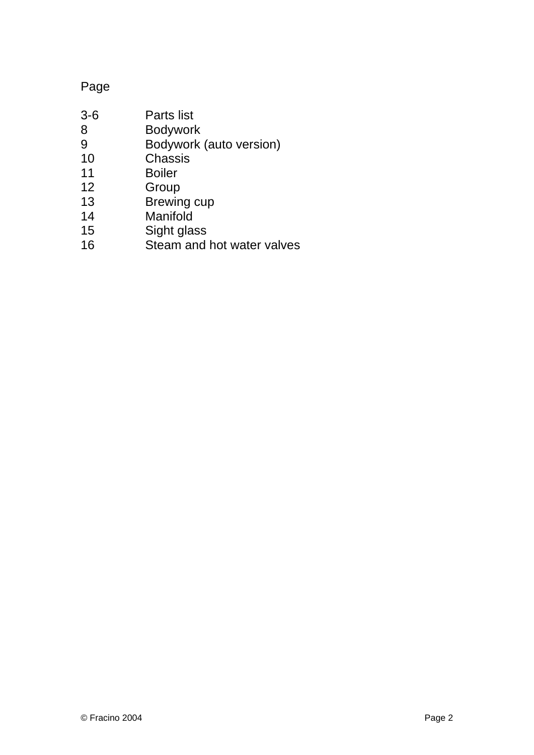| Page | |
|---|---|
| 3-6 | Parts list |
| 8 | Bodywork |
| 9 | Bodywork (auto version) |
| 10 | Chassis |
| 11 | Boiler |
| 12 | Group |
| 13 | Brewing cup |
| 14 | Manifold |
| 15 | Sight glass |
| 16 | Steam and hot water valves |

© Fracino 2004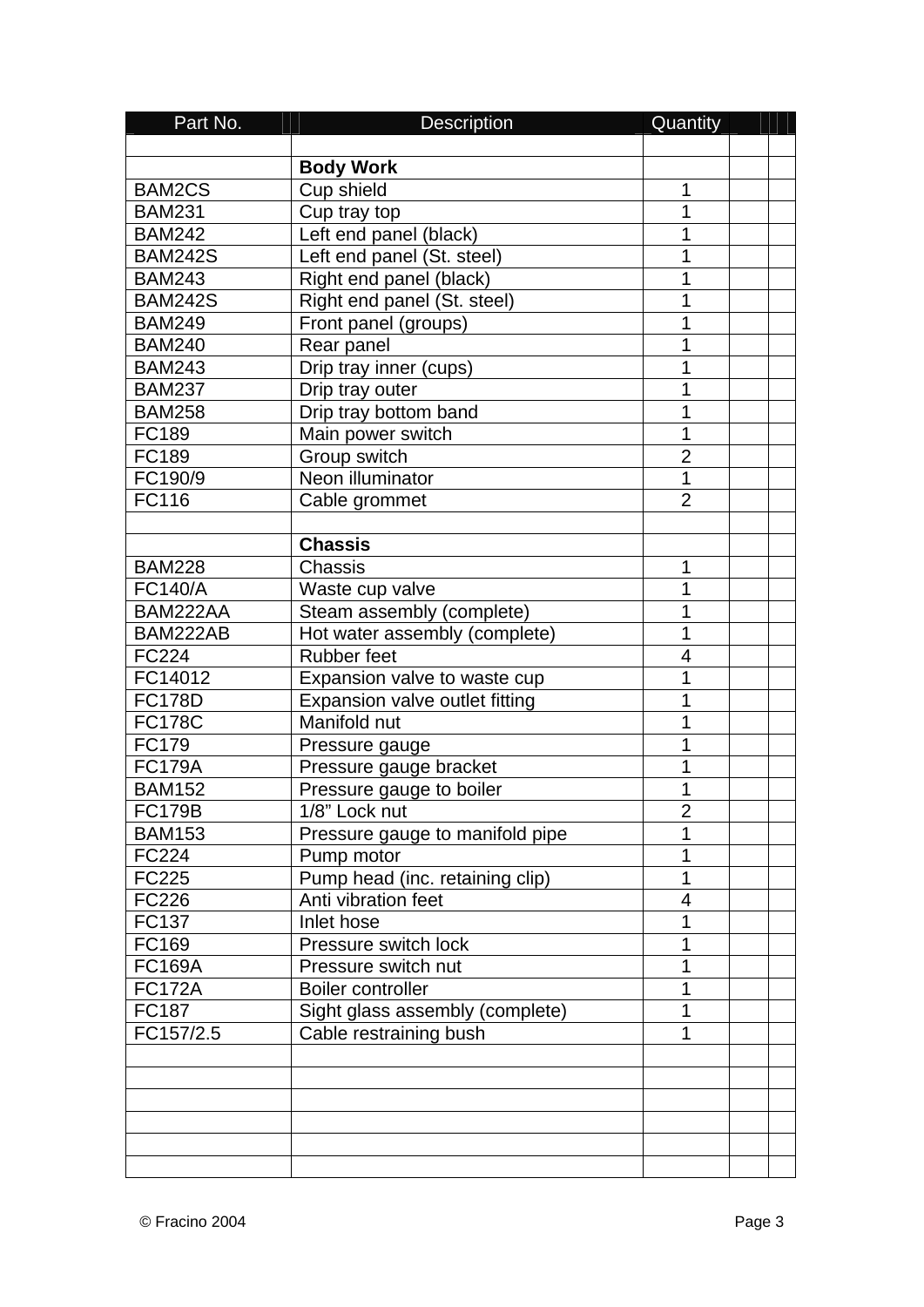| Part No. | Description | Quantity | | |
|---|---|---|---|---|
| | | | | |
| | **Body Work** | | | |
| BAM2CS | Cup shield | 1 | | |
| BAM231 | Cup tray top | 1 | | |
| BAM242 | Left end panel (black) | 1 | | |
| BAM242S | Left end panel (St. steel) | 1 | | |
| BAM243 | Right end panel (black) | 1 | | |
| BAM242S | Right end panel (St. steel) | 1 | | |
| BAM249 | Front panel (groups) | 1 | | |
| BAM240 | Rear panel | 1 | | |
| BAM243 | Drip tray inner (cups) | 1 | | |
| BAM237 | Drip tray outer | 1 | | |
| BAM258 | Drip tray bottom band | 1 | | |
| FC189 | Main power switch | 1 | | |
| FC189 | Group switch | 2 | | |
| FC190/9 | Neon illuminator | 1 | | |
| FC116 | Cable grommet | 2 | | |
| | | | | |
| | **Chassis** | | | |
| BAM228 | Chassis | 1 | | |
| FC140/A | Waste cup valve | 1 | | |
| BAM222AA | Steam assembly (complete) | 1 | | |
| BAM222AB | Hot water assembly (complete) | 1 | | |
| FC224 | Rubber feet | 4 | | |
| FC14012 | Expansion valve to waste cup | 1 | | |
| FC178D | Expansion valve outlet fitting | 1 | | |
| FC178C | Manifold nut | 1 | | |
| FC179 | Pressure gauge | 1 | | |
| FC179A | Pressure gauge bracket | 1 | | |
| BAM152 | Pressure gauge to boiler | 1 | | |
| FC179B | 1/8" Lock nut | 2 | | |
| BAM153 | Pressure gauge to manifold pipe | 1 | | |
| FC224 | Pump motor | 1 | | |
| FC225 | Pump head (inc. retaining clip) | 1 | | |
| FC226 | Anti vibration feet | 4 | | |
| FC137 | Inlet hose | 1 | | |
| FC169 | Pressure switch lock | 1 | | |
| FC169A | Pressure switch nut | 1 | | |
| FC172A | Boiler controller | 1 | | |
| FC187 | Sight glass assembly (complete) | 1 | | |
| FC157/2.5 | Cable restraining bush | 1 | | |
| | | | | |
| | | | | |
| | | | | |
| | | | | |
| | | | | |
| | | | | |

© Fracino 2004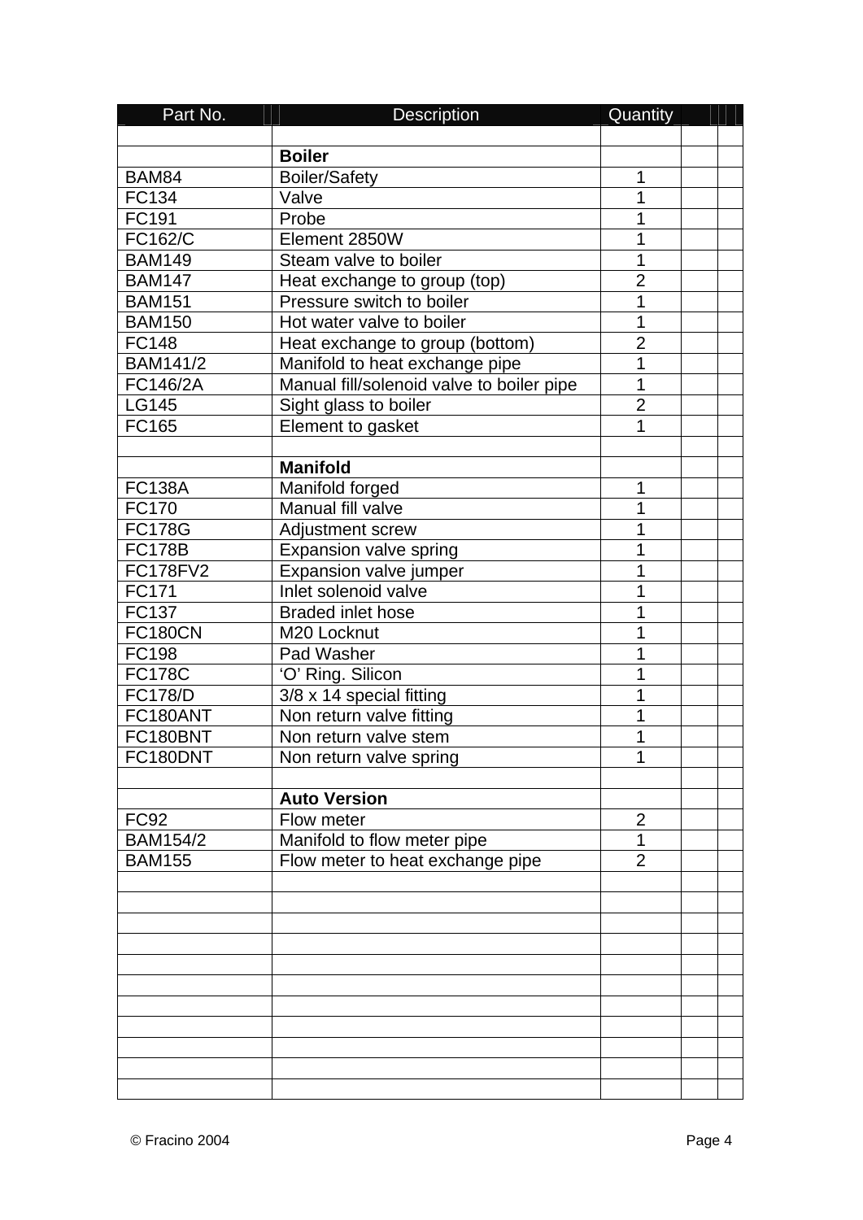| Part No. | Description | Quantity | | |
|---|---|---|---|---|
| | | | | |
| | **Boiler** | | | |
| BAM84 | Boiler/Safety | 1 | | |
| FC134 | Valve | 1 | | |
| FC191 | Probe | 1 | | |
| FC162/C | Element 2850W | 1 | | |
| BAM149 | Steam valve to boiler | 1 | | |
| BAM147 | Heat exchange to group (top) | 2 | | |
| BAM151 | Pressure switch to boiler | 1 | | |
| BAM150 | Hot water valve to boiler | 1 | | |
| FC148 | Heat exchange to group (bottom) | 2 | | |
| BAM141/2 | Manifold to heat exchange pipe | 1 | | |
| FC146/2A | Manual fill/solenoid valve to boiler pipe | 1 | | |
| LG145 | Sight glass to boiler | 2 | | |
| FC165 | Element to gasket | 1 | | |
| | | | | |
| | **Manifold** | | | |
| FC138A | Manifold forged | 1 | | |
| FC170 | Manual fill valve | 1 | | |
| FC178G | Adjustment screw | 1 | | |
| FC178B | Expansion valve spring | 1 | | |
| FC178FV2 | Expansion valve jumper | 1 | | |
| FC171 | Inlet solenoid valve | 1 | | |
| FC137 | Braded inlet hose | 1 | | |
| FC180CN | M20 Locknut | 1 | | |
| FC198 | Pad Washer | 1 | | |
| FC178C | 'O' Ring. Silicon | 1 | | |
| FC178/D | 3/8 x 14 special fitting | 1 | | |
| FC180ANT | Non return valve fitting | 1 | | |
| FC180BNT | Non return valve stem | 1 | | |
| FC180DNT | Non return valve spring | 1 | | |
| | | | | |
| | **Auto Version** | | | |
| FC92 | Flow meter | 2 | | |
| BAM154/2 | Manifold to flow meter pipe | 1 | | |
| BAM155 | Flow meter to heat exchange pipe | 2 | | |

© Fracino 2004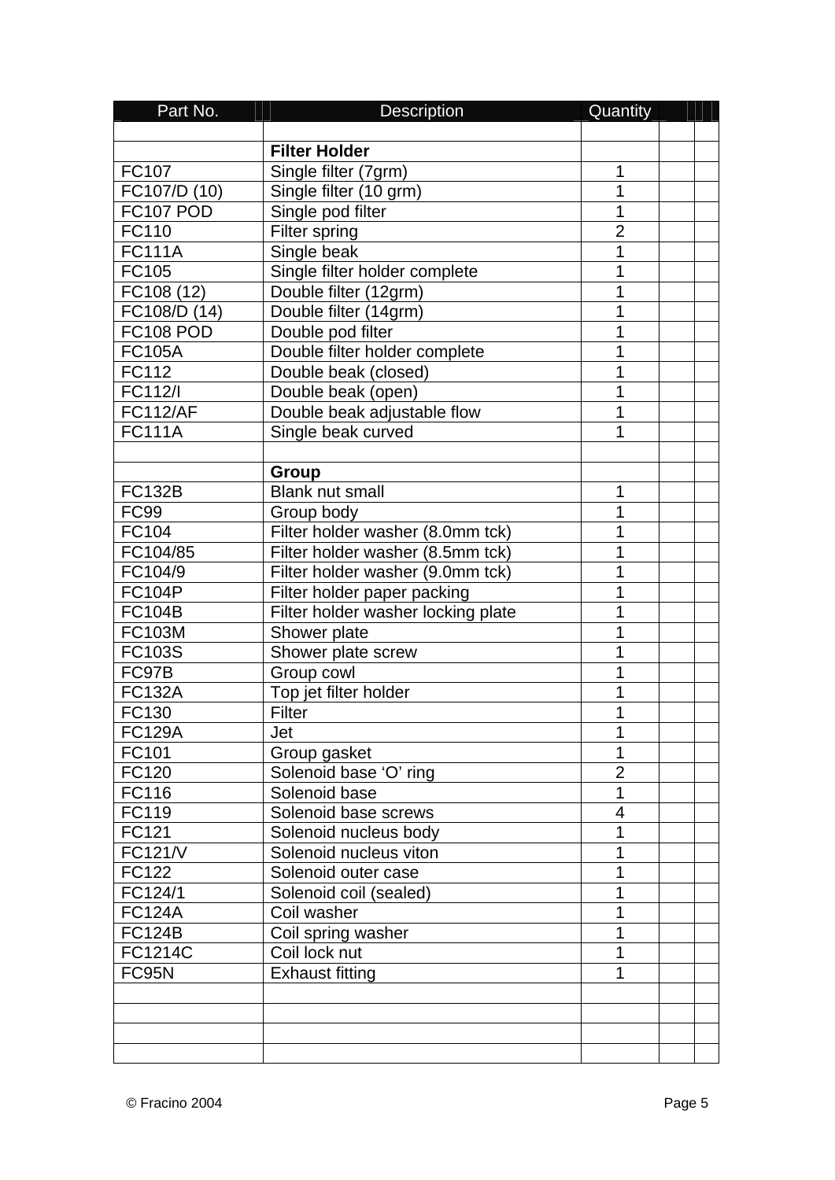| Part No. | Description | Quantity | | |
|---|---|---|---|---|
| | | | | |
| | **Filter Holder** | | | |
| FC107 | Single filter (7grm) | 1 | | |
| FC107/D (10) | Single filter (10 grm) | 1 | | |
| FC107 POD | Single pod filter | 1 | | |
| FC110 | Filter spring | 2 | | |
| FC111A | Single beak | 1 | | |
| FC105 | Single filter holder complete | 1 | | |
| FC108 (12) | Double filter (12grm) | 1 | | |
| FC108/D (14) | Double filter (14grm) | 1 | | |
| FC108 POD | Double pod filter | 1 | | |
| FC105A | Double filter holder complete | 1 | | |
| FC112 | Double beak (closed) | 1 | | |
| FC112/I | Double beak (open) | 1 | | |
| FC112/AF | Double beak adjustable flow | 1 | | |
| FC111A | Single beak curved | 1 | | |
| | | | | |
| | **Group** | | | |
| FC132B | Blank nut small | 1 | | |
| FC99 | Group body | 1 | | |
| FC104 | Filter holder washer (8.0mm tck) | 1 | | |
| FC104/85 | Filter holder washer (8.5mm tck) | 1 | | |
| FC104/9 | Filter holder washer (9.0mm tck) | 1 | | |
| FC104P | Filter holder paper packing | 1 | | |
| FC104B | Filter holder washer locking plate | 1 | | |
| FC103M | Shower plate | 1 | | |
| FC103S | Shower plate screw | 1 | | |
| FC97B | Group cowl | 1 | | |
| FC132A | Top jet filter holder | 1 | | |
| FC130 | Filter | 1 | | |
| FC129A | Jet | 1 | | |
| FC101 | Group gasket | 1 | | |
| FC120 | Solenoid base 'O' ring | 2 | | |
| FC116 | Solenoid base | 1 | | |
| FC119 | Solenoid base screws | 4 | | |
| FC121 | Solenoid nucleus body | 1 | | |
| FC121/V | Solenoid nucleus viton | 1 | | |
| FC122 | Solenoid outer case | 1 | | |
| FC124/1 | Solenoid coil (sealed) | 1 | | |
| FC124A | Coil washer | 1 | | |
| FC124B | Coil spring washer | 1 | | |
| FC1214C | Coil lock nut | 1 | | |
| FC95N | Exhaust fitting | 1 | | |
| | | | | |
| | | | | |
| | | | | |
| | | | | |

© Fracino 2004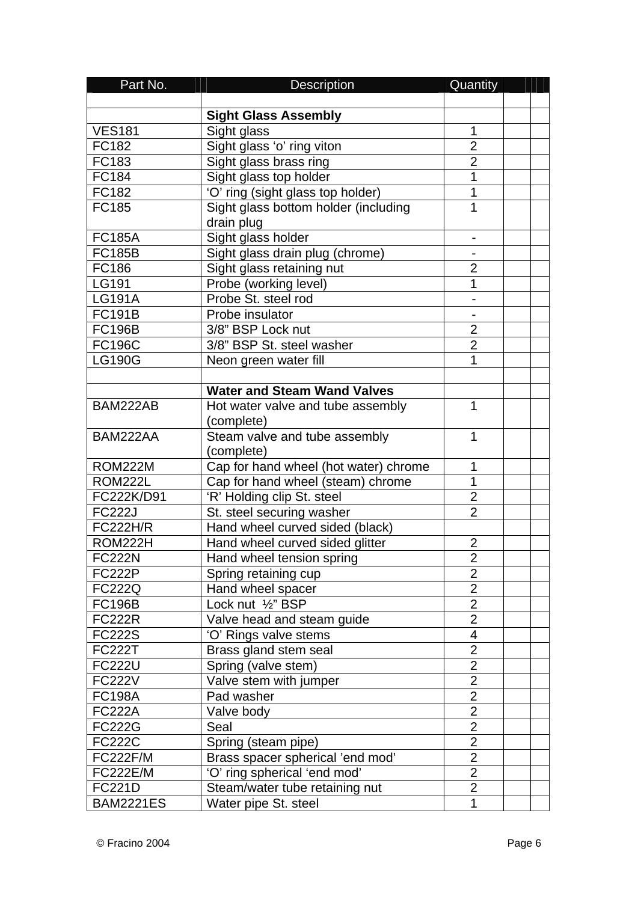| Part No. | Description | Quantity | | |
|---|---|---|---|---|
| | | | | |
| | **Sight Glass Assembly** | | | |
| VES181 | Sight glass | 1 | | |
| FC182 | Sight glass ‘o’ ring viton | 2 | | |
| FC183 | Sight glass brass ring | 2 | | |
| FC184 | Sight glass top holder | 1 | | |
| FC182 | ‘O’ ring (sight glass top holder) | 1 | | |
| FC185 | Sight glass bottom holder (including drain plug | 1 | | |
| FC185A | Sight glass holder | - | | |
| FC185B | Sight glass drain plug (chrome) | - | | |
| FC186 | Sight glass retaining nut | 2 | | |
| LG191 | Probe (working level) | 1 | | |
| LG191A | Probe St. steel rod | - | | |
| FC191B | Probe insulator | - | | |
| FC196B | 3/8” BSP Lock nut | 2 | | |
| FC196C | 3/8” BSP St. steel washer | 2 | | |
| LG190G | Neon green water fill | 1 | | |
| | | | | |
| | **Water and Steam Wand Valves** | | | |
| BAM222AB | Hot water valve and tube assembly (complete) | 1 | | |
| BAM222AA | Steam valve and tube assembly (complete) | 1 | | |
| ROM222M | Cap for hand wheel (hot water) chrome | 1 | | |
| ROM222L | Cap for hand wheel (steam) chrome | 1 | | |
| FC222K/D91 | ‘R’ Holding clip St. steel | 2 | | |
| FC222J | St. steel securing washer | 2 | | |
| FC222H/R | Hand wheel curved sided (black) | | | |
| ROM222H | Hand wheel curved sided glitter | 2 | | |
| FC222N | Hand wheel tension spring | 2 | | |
| FC222P | Spring retaining cup | 2 | | |
| FC222Q | Hand wheel spacer | 2 | | |
| FC196B | Lock nut ½” BSP | 2 | | |
| FC222R | Valve head and steam guide | 2 | | |
| FC222S | ‘O’ Rings valve stems | 4 | | |
| FC222T | Brass gland stem seal | 2 | | |
| FC222U | Spring (valve stem) | 2 | | |
| FC222V | Valve stem with jumper | 2 | | |
| FC198A | Pad washer | 2 | | |
| FC222A | Valve body | 2 | | |
| FC222G | Seal | 2 | | |
| FC222C | Spring (steam pipe) | 2 | | |
| FC222F/M | Brass spacer spherical ’end mod’ | 2 | | |
| FC222E/M | ‘O’ ring spherical ‘end mod’ | 2 | | |
| FC221D | Steam/water tube retaining nut | 2 | | |
| BAM2221ES | Water pipe St. steel | 1 | | |

© Fracino 2004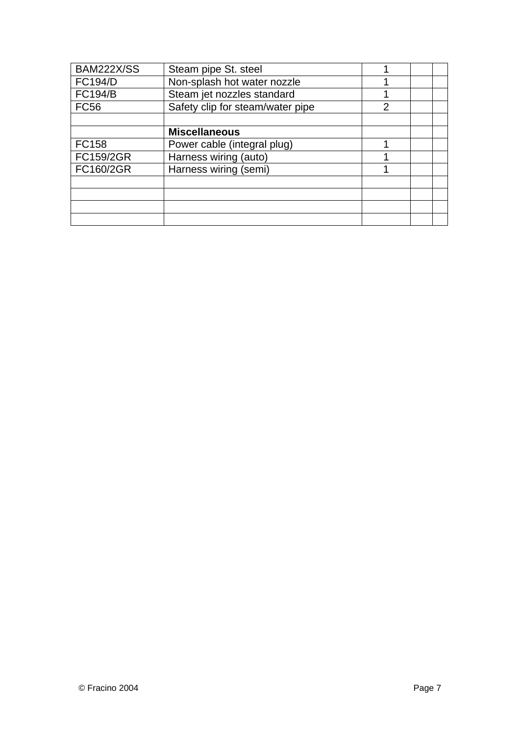| | | | | |
|---|---|---|---|---|
| BAM222X/SS | Steam pipe St. steel | 1 | | |
| FC194/D | Non-splash hot water nozzle | 1 | | |
| FC194/B | Steam jet nozzles standard | 1 | | |
| FC56 | Safety clip for steam/water pipe | 2 | | |
| | | | | |
| | **Miscellaneous** | | | |
| FC158 | Power cable (integral plug) | 1 | | |
| FC159/2GR | Harness wiring (auto) | 1 | | |
| FC160/2GR | Harness wiring (semi) | 1 | | |
| | | | | |
| | | | | |
| | | | | |
| | | | | |

© Fracino 2004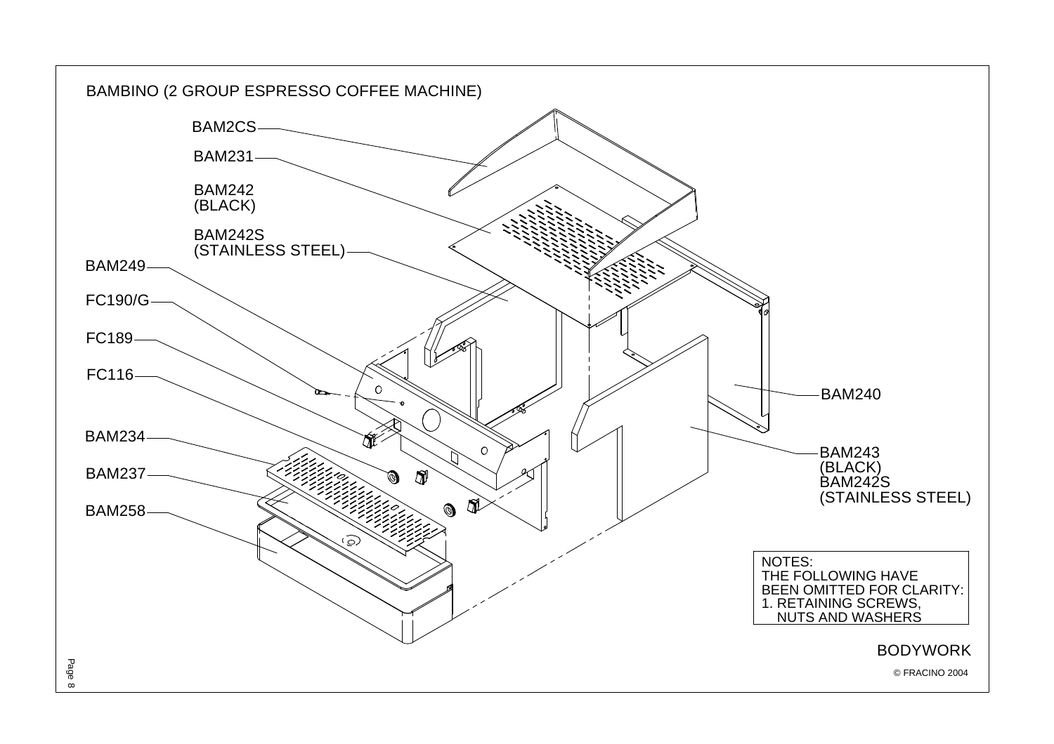# BAMBINO (2 GROUP ESPRESSO COFFEE MACHINE)

BAM2CS

BAM231

BAM242
(BLACK)

BAM242S
(STAINLESS STEEL)

BAM249

FC190/G

FC189

FC116

BAM234

BAM237

BAM258

BAM240

BAM243
(BLACK)
BAM242S
(STAINLESS STEEL)

NOTES:
THE FOLLOWING HAVE
BEEN OMITTED FOR CLARITY:
1. RETAINING SCREWS,
NUTS AND WASHERS

## BODYWORK

© FRACINO 2004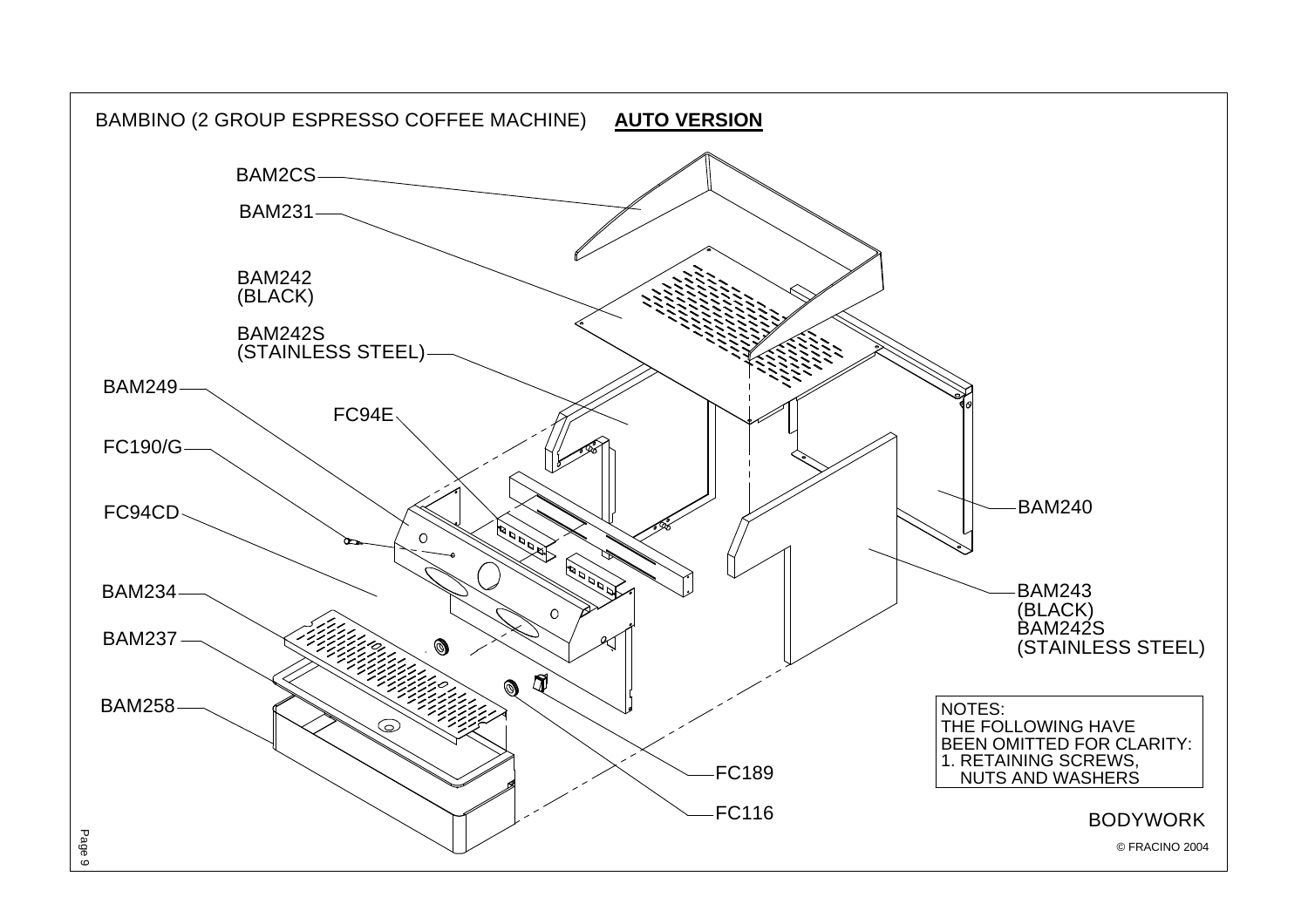# BAMBINO (2 GROUP ESPRESSO COFFEE MACHINE) **AUTO VERSION**

BAM2CS

BAM231

BAM242 (BLACK)

BAM242S (STAINLESS STEEL)

BAM249

FC94E

FC190/G

FC94CD

BAM234

BAM237

BAM258

BAM240

BAM243 (BLACK)
BAM242S (STAINLESS STEEL)

FC189

FC116

NOTES:
THE FOLLOWING HAVE BEEN OMITTED FOR CLARITY:
1. RETAINING SCREWS, NUTS AND WASHERS

BODYWORK

© FRACINO 2004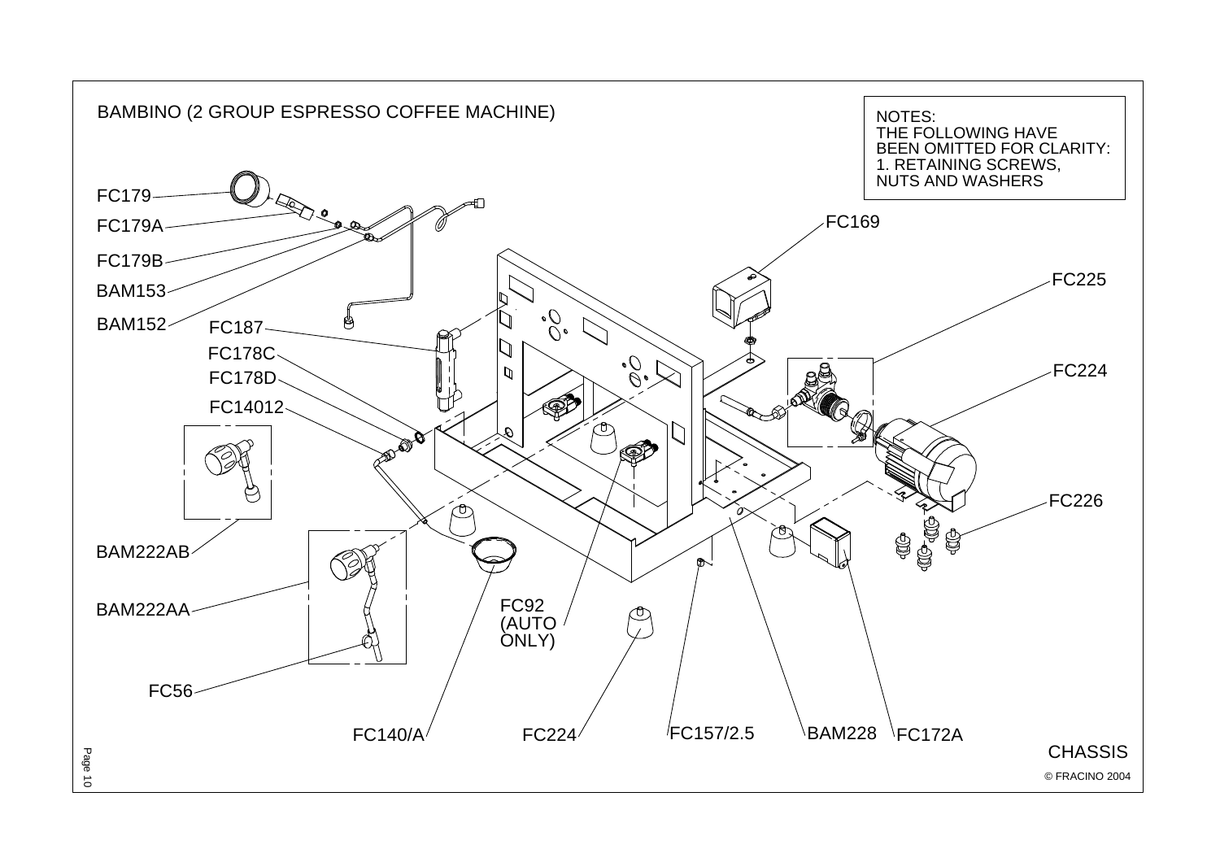# BAMBINO (2 GROUP ESPRESSO COFFEE MACHINE)

NOTES:
THE FOLLOWING HAVE BEEN OMITTED FOR CLARITY:
1. RETAINING SCREWS, NUTS AND WASHERS

FC179
FC179A
FC179B
BAM153
BAM152
FC187
FC178C
FC178D
FC14012
BAM222AB
BAM222AA
FC56
FC140/A
FC92 (AUTO ONLY)
FC224
FC157/2.5
BAM228
FC172A
FC169
FC225
FC224
FC226

CHASSIS

© FRACINO 2004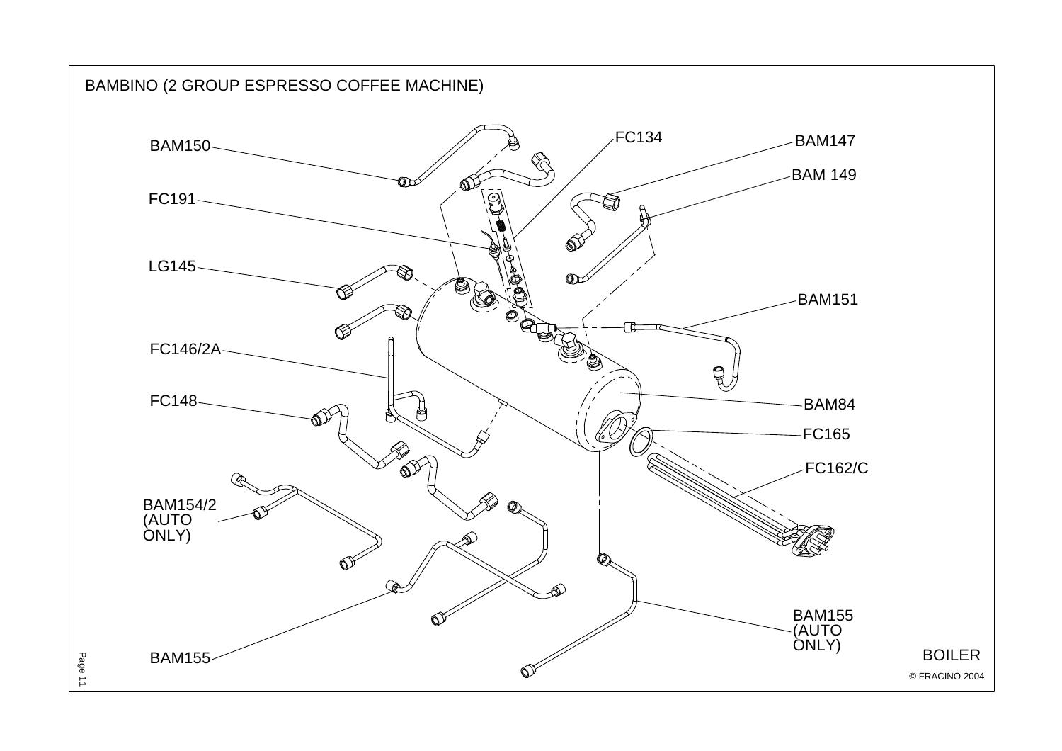# BAMBINO (2 GROUP ESPRESSO COFFEE MACHINE)

BAM150

FC191

LG145

FC146/2A

FC148

BAM154/2 (AUTO ONLY)

BAM155

FC134

BAM147

BAM 149

BAM151

BAM84

FC165

FC162/C

BAM155 (AUTO ONLY)

BOILER

© FRACINO 2004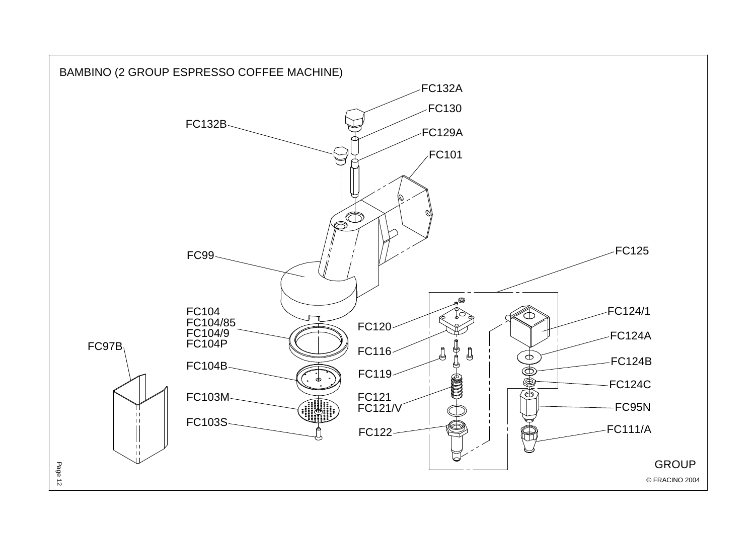# BAMBINO (2 GROUP ESPRESSO COFFEE MACHINE)

FC132A

FC130

FC132B

FC129A

FC101

FC99

FC125

FC104
FC104/85
FC104/9
FC104P

FC120

FC124/1

FC124A

FC97B

FC116

FC124B

FC104B

FC119

FC124C

FC103M

FC121
FC121/V

FC95N

FC103S

FC122

FC111/A

GROUP

© FRACINO 2004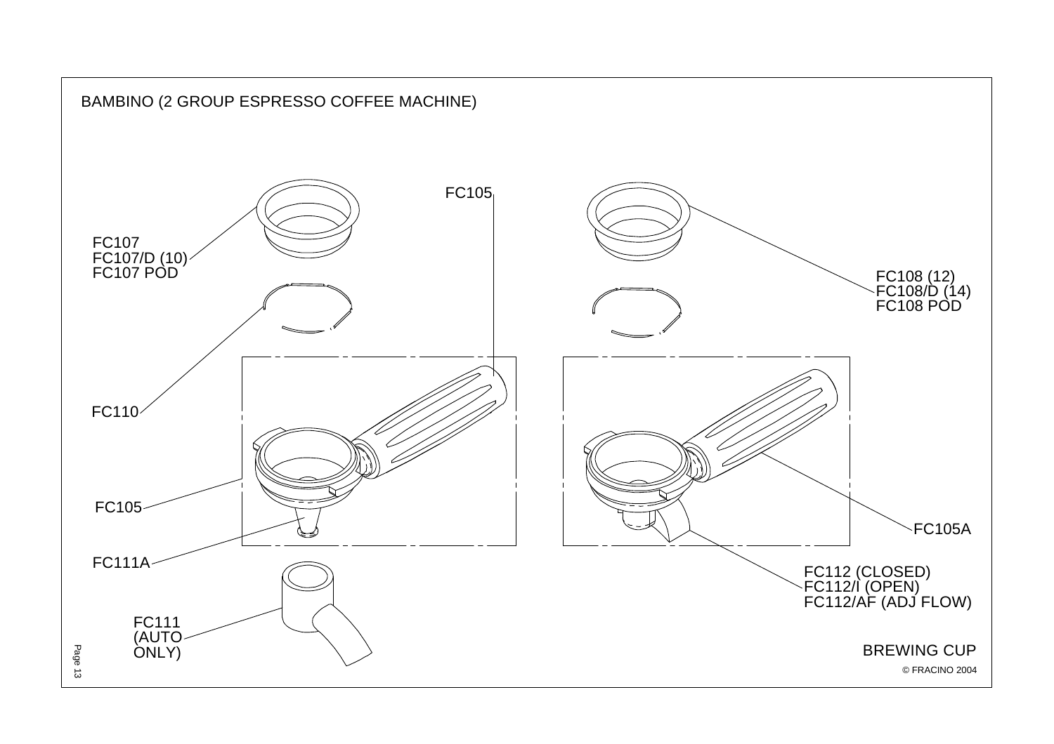# BAMBINO (2 GROUP ESPRESSO COFFEE MACHINE)

FC105

FC107
FC107/D (10)
FC107 POD

FC108 (12)
FC108/D (14)
FC108 POD

FC110

FC105

FC105A

FC111A

FC112 (CLOSED)
FC112/I (OPEN)
FC112/AF (ADJ FLOW)

FC111
(AUTO
ONLY)

BREWING CUP

© FRACINO 2004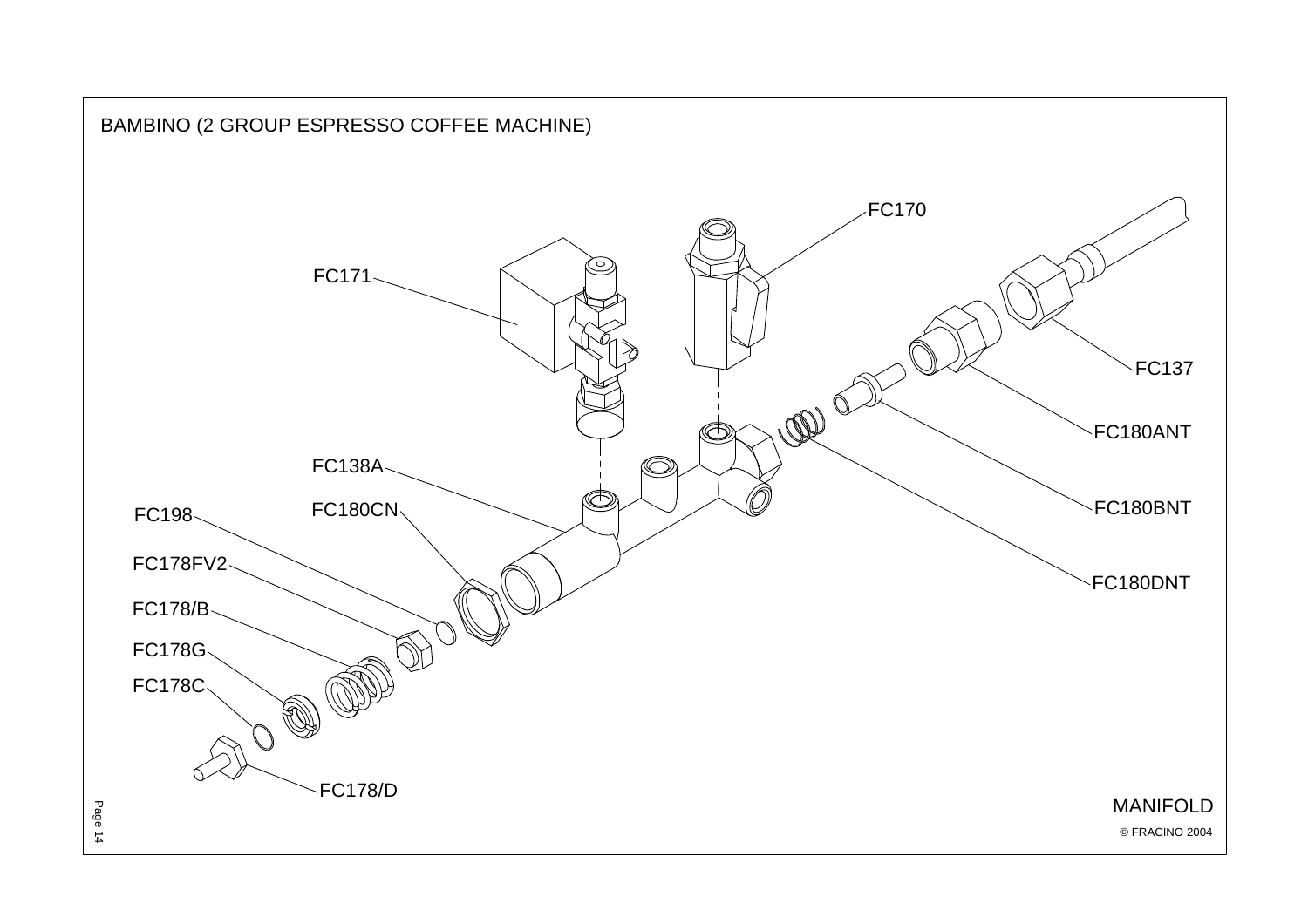# BAMBINO (2 GROUP ESPRESSO COFFEE MACHINE)

FC170

FC171

FC137

FC180ANT

FC138A

FC180BNT

FC180CN

FC198

FC180DNT

FC178FV2

FC178/B

FC178G

FC178C

FC178/D

MANIFOLD

© FRACINO 2004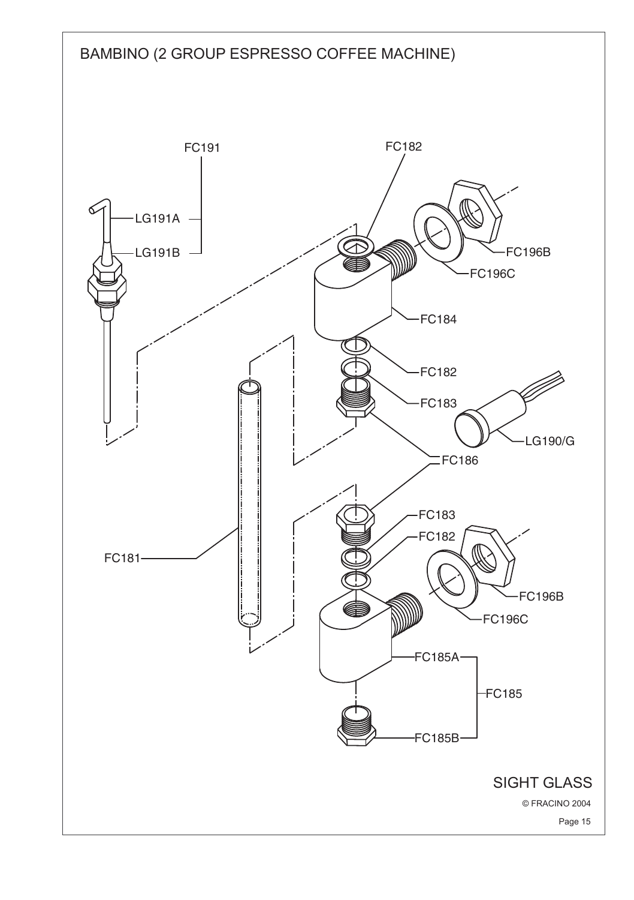# BAMBINO (2 GROUP ESPRESSO COFFEE MACHINE)

FC191

LG191A

LG191B

FC182

FC196B

FC196C

FC184

FC182

FC183

LG190/G

FC186

FC183

FC182

FC181

FC196B

FC196C

FC185A

FC185

FC185B

## SIGHT GLASS

© FRACINO 2004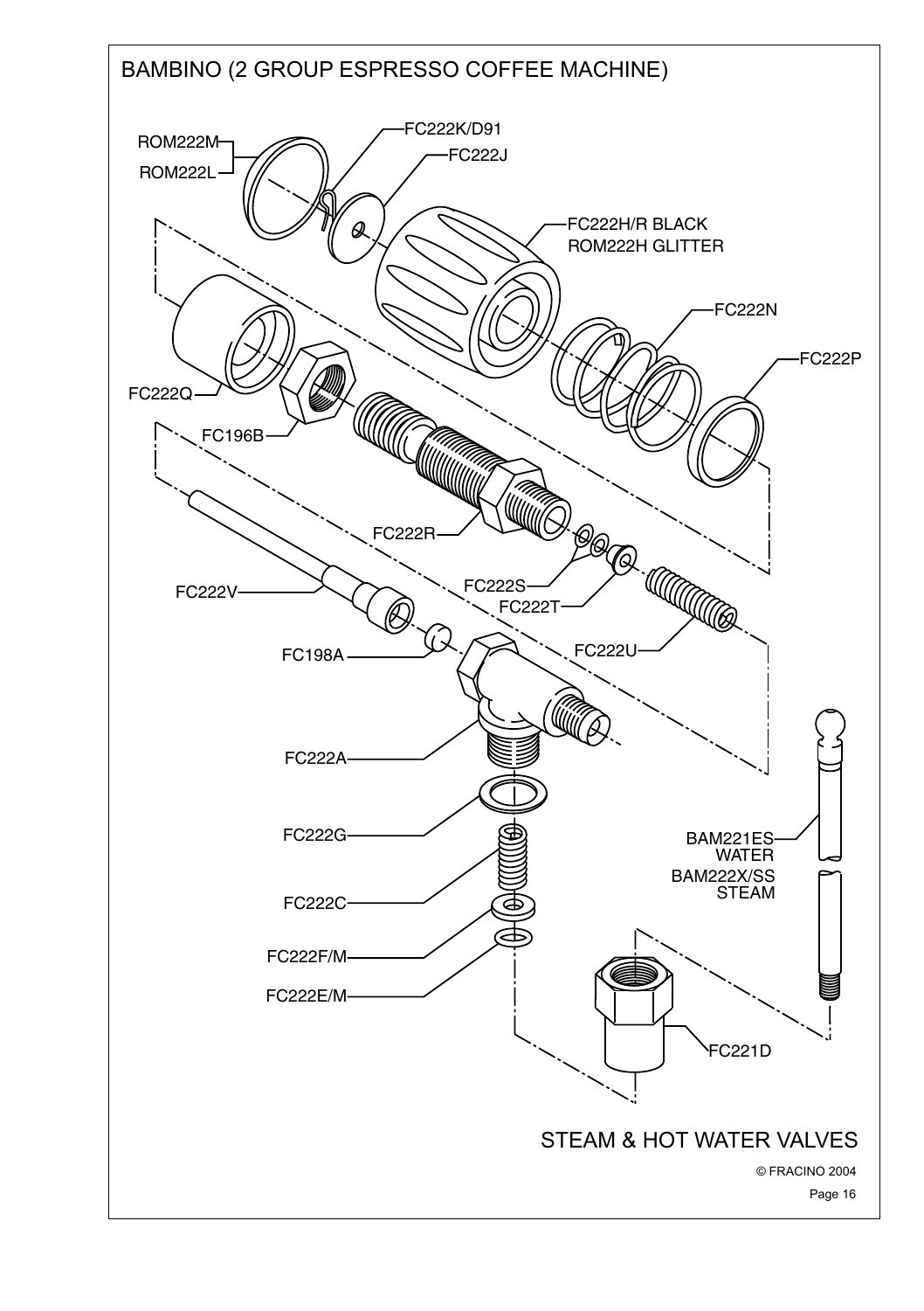# BAMBINO (2 GROUP ESPRESSO COFFEE MACHINE)

ROM222M
ROM222L
FC222K/D91
FC222J
FC222H/R BLACK
ROM222H GLITTER
FC222N
FC222P
FC222Q
FC196B
FC222R
FC222S
FC222T
FC222U
FC222V
FC198A
FC222A
FC222G
FC222C
FC222F/M
FC222E/M
BAM221ES WATER
BAM222X/SS STEAM
FC221D

## STEAM & HOT WATER VALVES

© FRACINO 2004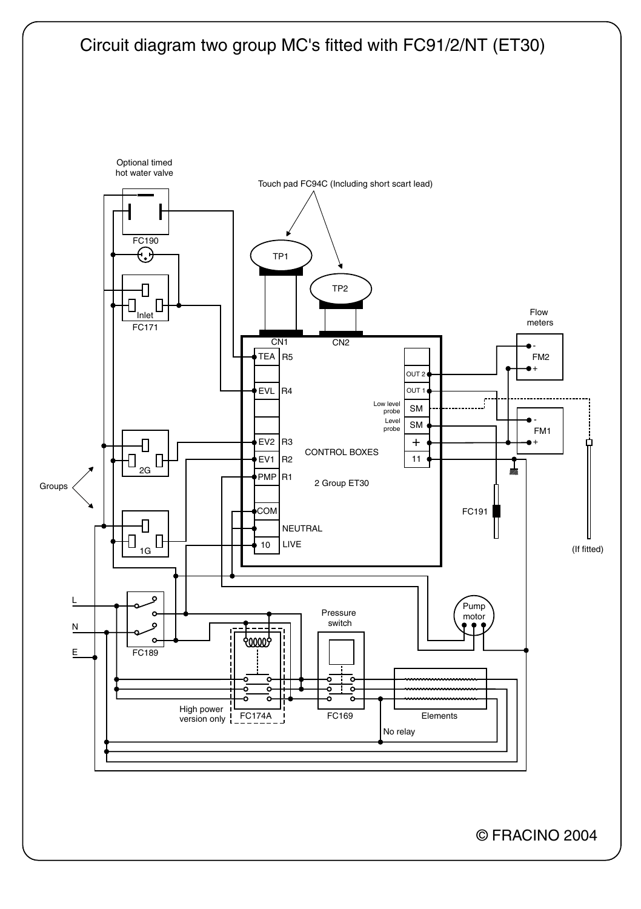# Circuit diagram two group MC's fitted with FC91/2/NT (ET30)

Optional timed hot water valve

FC190

Touch pad FC94C (Including short scart lead)

TP1

TP2

Inlet

FC171

CN1

CN2

TEA R5

EVL R4

EV2 R3

EV1 R2

PMP R1

COM

NEUTRAL

10 LIVE

CONTROL BOXES

2 Group ET30

OUT 2

OUT 1

Low level probe SM

Level probe SM

+

11

Flow meters

FM2

FM1

FC191

(If fitted)

Groups

2G

1G

L

N

E

FC189

High power version only

FC174A

Pressure switch

FC169

Elements

No relay

Pump motor

© FRACINO 2004